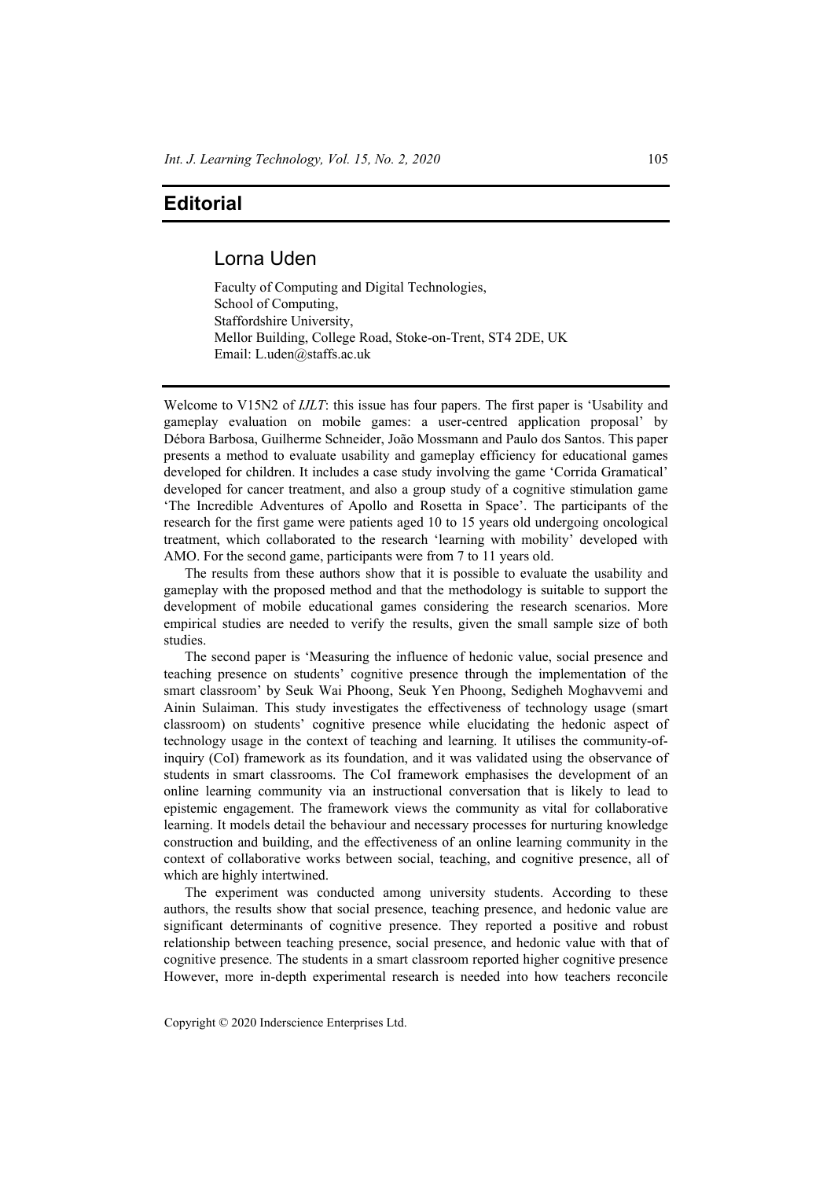# Editorial

## Lorna Uden

Faculty of Computing and Digital Technologies,
School of Computing,
Staffordshire University,
Mellor Building, College Road, Stoke-on-Trent, ST4 2DE, UK
Email: L.uden@staffs.ac.uk

Welcome to V15N2 of *IJLT*: this issue has four papers. The first paper is 'Usability and gameplay evaluation on mobile games: a user-centred application proposal' by Débora Barbosa, Guilherme Schneider, João Mossmann and Paulo dos Santos. This paper presents a method to evaluate usability and gameplay efficiency for educational games developed for children. It includes a case study involving the game 'Corrida Gramatical' developed for cancer treatment, and also a group study of a cognitive stimulation game 'The Incredible Adventures of Apollo and Rosetta in Space'. The participants of the research for the first game were patients aged 10 to 15 years old undergoing oncological treatment, which collaborated to the research 'learning with mobility' developed with AMO. For the second game, participants were from 7 to 11 years old.

The results from these authors show that it is possible to evaluate the usability and gameplay with the proposed method and that the methodology is suitable to support the development of mobile educational games considering the research scenarios. More empirical studies are needed to verify the results, given the small sample size of both studies.

The second paper is 'Measuring the influence of hedonic value, social presence and teaching presence on students' cognitive presence through the implementation of the smart classroom' by Seuk Wai Phoong, Seuk Yen Phoong, Sedigheh Moghavvemi and Ainin Sulaiman. This study investigates the effectiveness of technology usage (smart classroom) on students' cognitive presence while elucidating the hedonic aspect of technology usage in the context of teaching and learning. It utilises the community-of-inquiry (CoI) framework as its foundation, and it was validated using the observance of students in smart classrooms. The CoI framework emphasises the development of an online learning community via an instructional conversation that is likely to lead to epistemic engagement. The framework views the community as vital for collaborative learning. It models detail the behaviour and necessary processes for nurturing knowledge construction and building, and the effectiveness of an online learning community in the context of collaborative works between social, teaching, and cognitive presence, all of which are highly intertwined.

The experiment was conducted among university students. According to these authors, the results show that social presence, teaching presence, and hedonic value are significant determinants of cognitive presence. They reported a positive and robust relationship between teaching presence, social presence, and hedonic value with that of cognitive presence. The students in a smart classroom reported higher cognitive presence However, more in-depth experimental research is needed into how teachers reconcile

Copyright © 2020 Inderscience Enterprises Ltd.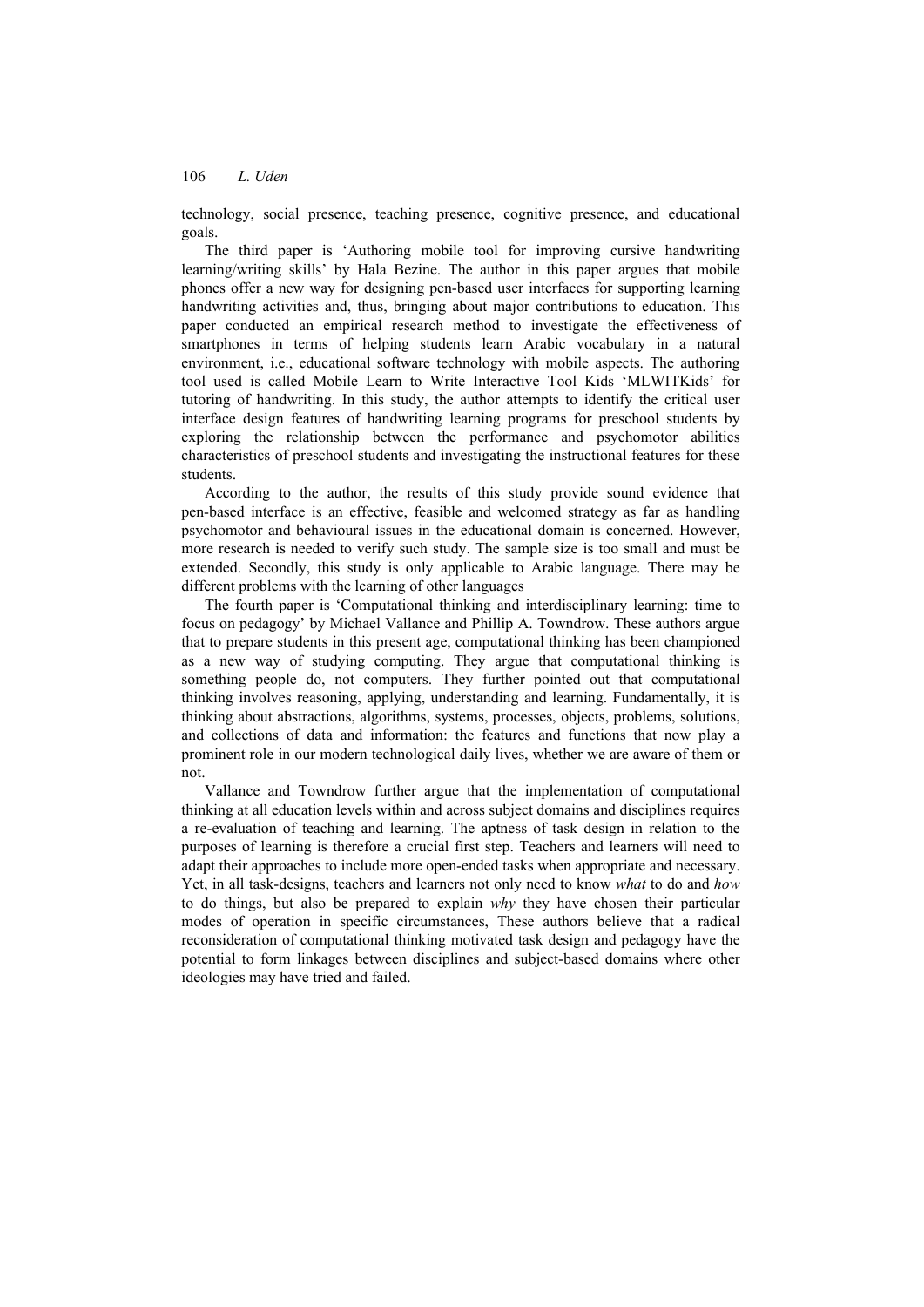technology, social presence, teaching presence, cognitive presence, and educational goals.

The third paper is 'Authoring mobile tool for improving cursive handwriting learning/writing skills' by Hala Bezine. The author in this paper argues that mobile phones offer a new way for designing pen-based user interfaces for supporting learning handwriting activities and, thus, bringing about major contributions to education. This paper conducted an empirical research method to investigate the effectiveness of smartphones in terms of helping students learn Arabic vocabulary in a natural environment, i.e., educational software technology with mobile aspects. The authoring tool used is called Mobile Learn to Write Interactive Tool Kids 'MLWITKids' for tutoring of handwriting. In this study, the author attempts to identify the critical user interface design features of handwriting learning programs for preschool students by exploring the relationship between the performance and psychomotor abilities characteristics of preschool students and investigating the instructional features for these students.

According to the author, the results of this study provide sound evidence that pen-based interface is an effective, feasible and welcomed strategy as far as handling psychomotor and behavioural issues in the educational domain is concerned. However, more research is needed to verify such study. The sample size is too small and must be extended. Secondly, this study is only applicable to Arabic language. There may be different problems with the learning of other languages

The fourth paper is 'Computational thinking and interdisciplinary learning: time to focus on pedagogy' by Michael Vallance and Phillip A. Towndrow. These authors argue that to prepare students in this present age, computational thinking has been championed as a new way of studying computing. They argue that computational thinking is something people do, not computers. They further pointed out that computational thinking involves reasoning, applying, understanding and learning. Fundamentally, it is thinking about abstractions, algorithms, systems, processes, objects, problems, solutions, and collections of data and information: the features and functions that now play a prominent role in our modern technological daily lives, whether we are aware of them or not.

Vallance and Towndrow further argue that the implementation of computational thinking at all education levels within and across subject domains and disciplines requires a re-evaluation of teaching and learning. The aptness of task design in relation to the purposes of learning is therefore a crucial first step. Teachers and learners will need to adapt their approaches to include more open-ended tasks when appropriate and necessary. Yet, in all task-designs, teachers and learners not only need to know *what* to do and *how* to do things, but also be prepared to explain *why* they have chosen their particular modes of operation in specific circumstances, These authors believe that a radical reconsideration of computational thinking motivated task design and pedagogy have the potential to form linkages between disciplines and subject-based domains where other ideologies may have tried and failed.